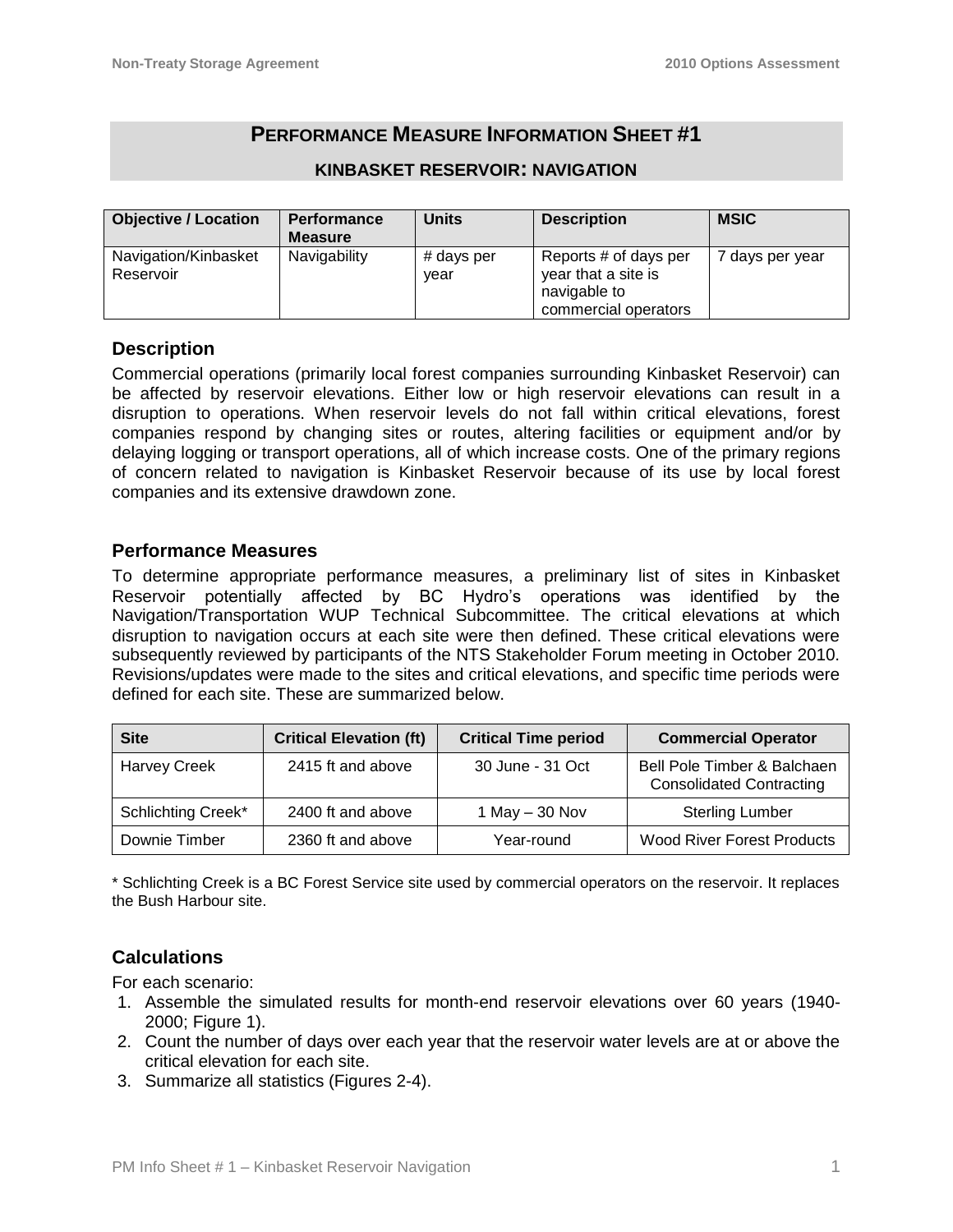# PERFORMANCE MEASURE INFORMATION SHEET #1

## KINBASKET RESERVOIR: NAVIGATION

| Objective / Location | Performance Measure | Units | Description | MSIC |
|---|---|---|---|---|
| Navigation/Kinbasket Reservoir | Navigability | # days per year | Reports # of days per year that a site is navigable to commercial operators | 7 days per year |

### Description

Commercial operations (primarily local forest companies surrounding Kinbasket Reservoir) can be affected by reservoir elevations. Either low or high reservoir elevations can result in a disruption to operations. When reservoir levels do not fall within critical elevations, forest companies respond by changing sites or routes, altering facilities or equipment and/or by delaying logging or transport operations, all of which increase costs. One of the primary regions of concern related to navigation is Kinbasket Reservoir because of its use by local forest companies and its extensive drawdown zone.

### Performance Measures

To determine appropriate performance measures, a preliminary list of sites in Kinbasket Reservoir potentially affected by BC Hydro's operations was identified by the Navigation/Transportation WUP Technical Subcommittee. The critical elevations at which disruption to navigation occurs at each site were then defined. These critical elevations were subsequently reviewed by participants of the NTS Stakeholder Forum meeting in October 2010. Revisions/updates were made to the sites and critical elevations, and specific time periods were defined for each site. These are summarized below.

| Site | Critical Elevation (ft) | Critical Time period | Commercial Operator |
|---|---|---|---|
| Harvey Creek | 2415 ft and above | 30 June - 31 Oct | Bell Pole Timber & Balchaen Consolidated Contracting |
| Schlichting Creek* | 2400 ft and above | 1 May – 30 Nov | Sterling Lumber |
| Downie Timber | 2360 ft and above | Year-round | Wood River Forest Products |

* Schlichting Creek is a BC Forest Service site used by commercial operators on the reservoir. It replaces the Bush Harbour site.

### Calculations

For each scenario:

1. Assemble the simulated results for month-end reservoir elevations over 60 years (1940-2000; Figure 1).
2. Count the number of days over each year that the reservoir water levels are at or above the critical elevation for each site.
3. Summarize all statistics (Figures 2-4).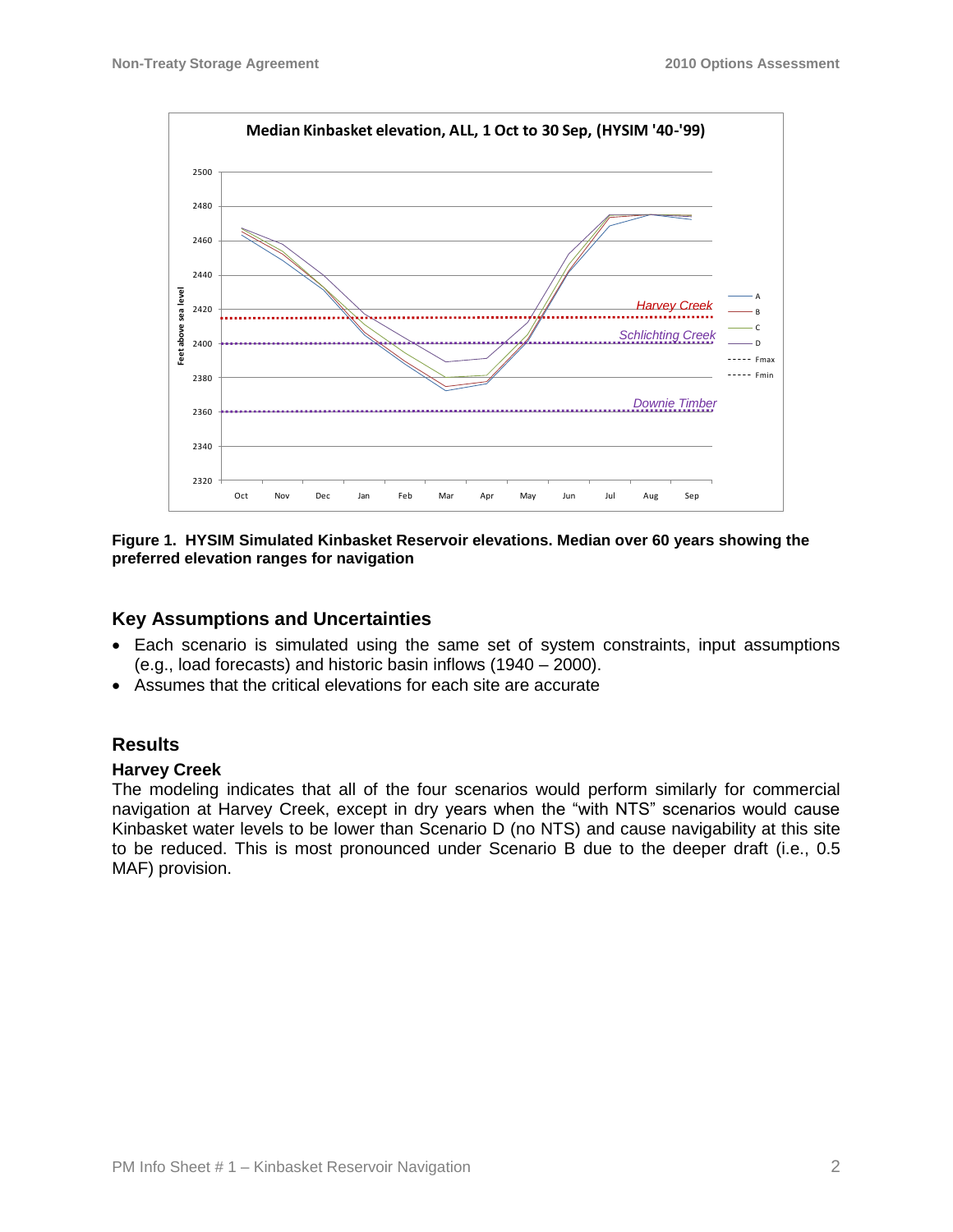**Figure 1. HYSIM Simulated Kinbasket Reservoir elevations. Median over 60 years showing the preferred elevation ranges for navigation**

## Key Assumptions and Uncertainties

- Each scenario is simulated using the same set of system constraints, input assumptions (e.g., load forecasts) and historic basin inflows (1940 – 2000).
- Assumes that the critical elevations for each site are accurate

## Results

### Harvey Creek

The modeling indicates that all of the four scenarios would perform similarly for commercial navigation at Harvey Creek, except in dry years when the "with NTS" scenarios would cause Kinbasket water levels to be lower than Scenario D (no NTS) and cause navigability at this site to be reduced. This is most pronounced under Scenario B due to the deeper draft (i.e., 0.5 MAF) provision.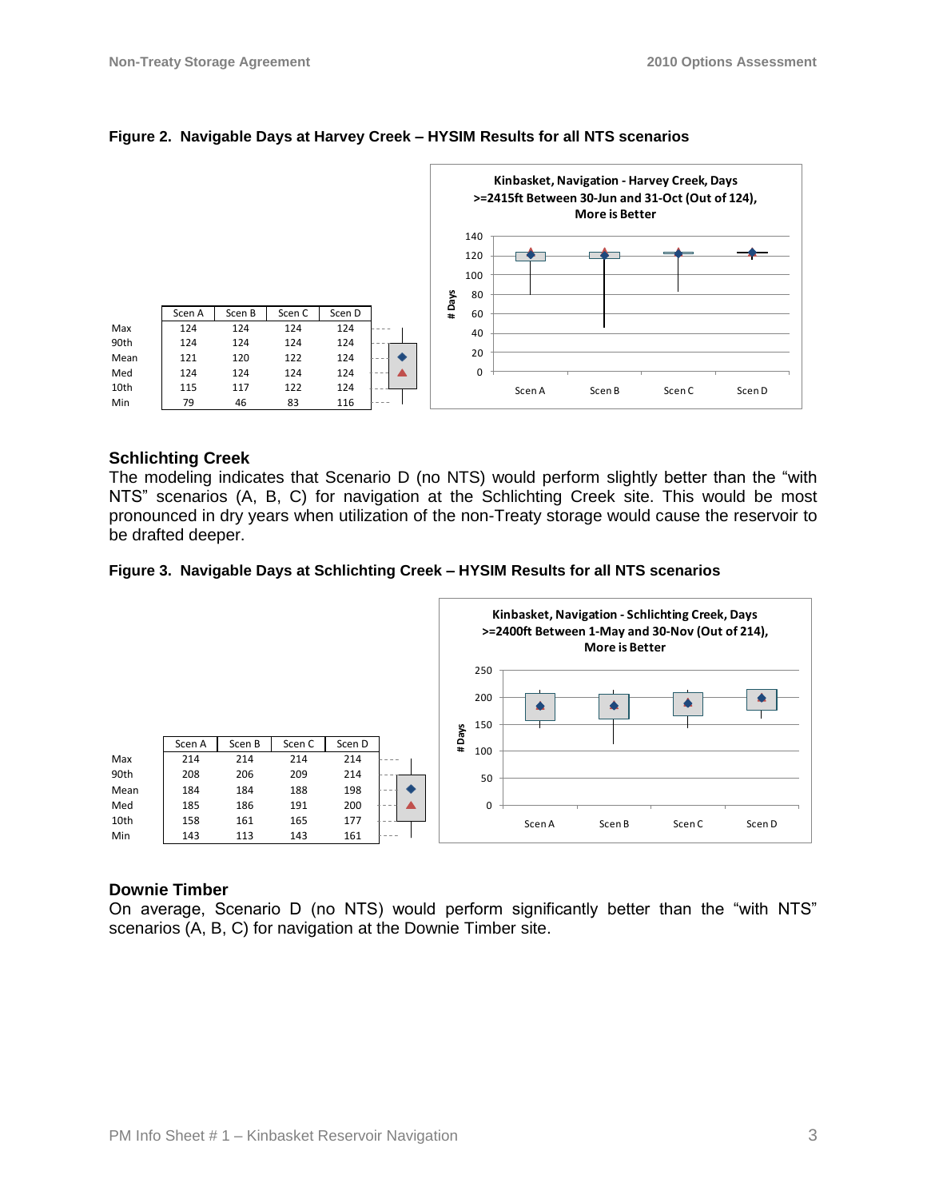**Figure 2. Navigable Days at Harvey Creek – HYSIM Results for all NTS scenarios**

|  | Scen A | Scen B | Scen C | Scen D |
| --- | --- | --- | --- | --- |
| Max | 124 | 124 | 124 | 124 |
| 90th | 124 | 124 | 124 | 124 |
| Mean | 121 | 120 | 122 | 124 |
| Med | 124 | 124 | 124 | 124 |
| 10th | 115 | 117 | 122 | 124 |
| Min | 79 | 46 | 83 | 116 |

Kinbasket, Navigation - Harvey Creek, Days >=2415ft Between 30-Jun and 31-Oct (Out of 124), More is Better

### Schlichting Creek

The modeling indicates that Scenario D (no NTS) would perform slightly better than the "with NTS" scenarios (A, B, C) for navigation at the Schlichting Creek site. This would be most pronounced in dry years when utilization of the non-Treaty storage would cause the reservoir to be drafted deeper.

**Figure 3. Navigable Days at Schlichting Creek – HYSIM Results for all NTS scenarios**

|  | Scen A | Scen B | Scen C | Scen D |
| --- | --- | --- | --- | --- |
| Max | 214 | 214 | 214 | 214 |
| 90th | 208 | 206 | 209 | 214 |
| Mean | 184 | 184 | 188 | 198 |
| Med | 185 | 186 | 191 | 200 |
| 10th | 158 | 161 | 165 | 177 |
| Min | 143 | 113 | 143 | 161 |

Kinbasket, Navigation - Schlichting Creek, Days >=2400ft Between 1-May and 30-Nov (Out of 214), More is Better

### Downie Timber

On average, Scenario D (no NTS) would perform significantly better than the "with NTS" scenarios (A, B, C) for navigation at the Downie Timber site.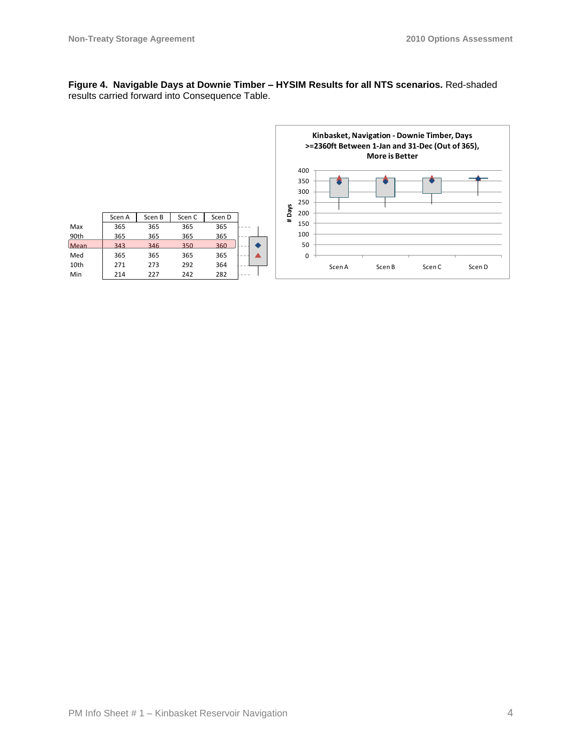**Figure 4. Navigable Days at Downie Timber – HYSIM Results for all NTS scenarios.** Red-shaded results carried forward into Consequence Table.

| | Scen A | Scen B | Scen C | Scen D |
|---|---|---|---|---|
| Max | 365 | 365 | 365 | 365 |
| 90th | 365 | 365 | 365 | 365 |
| Mean | 343 | 346 | 350 | 360 |
| Med | 365 | 365 | 365 | 365 |
| 10th | 271 | 273 | 292 | 364 |
| Min | 214 | 227 | 242 | 282 |

Kinbasket, Navigation - Downie Timber, Days >=2360ft Between 1-Jan and 31-Dec (Out of 365), More is Better

# Days

400
350
300
250
200
150
100
50
0

Scen A
Scen B
Scen C
Scen D